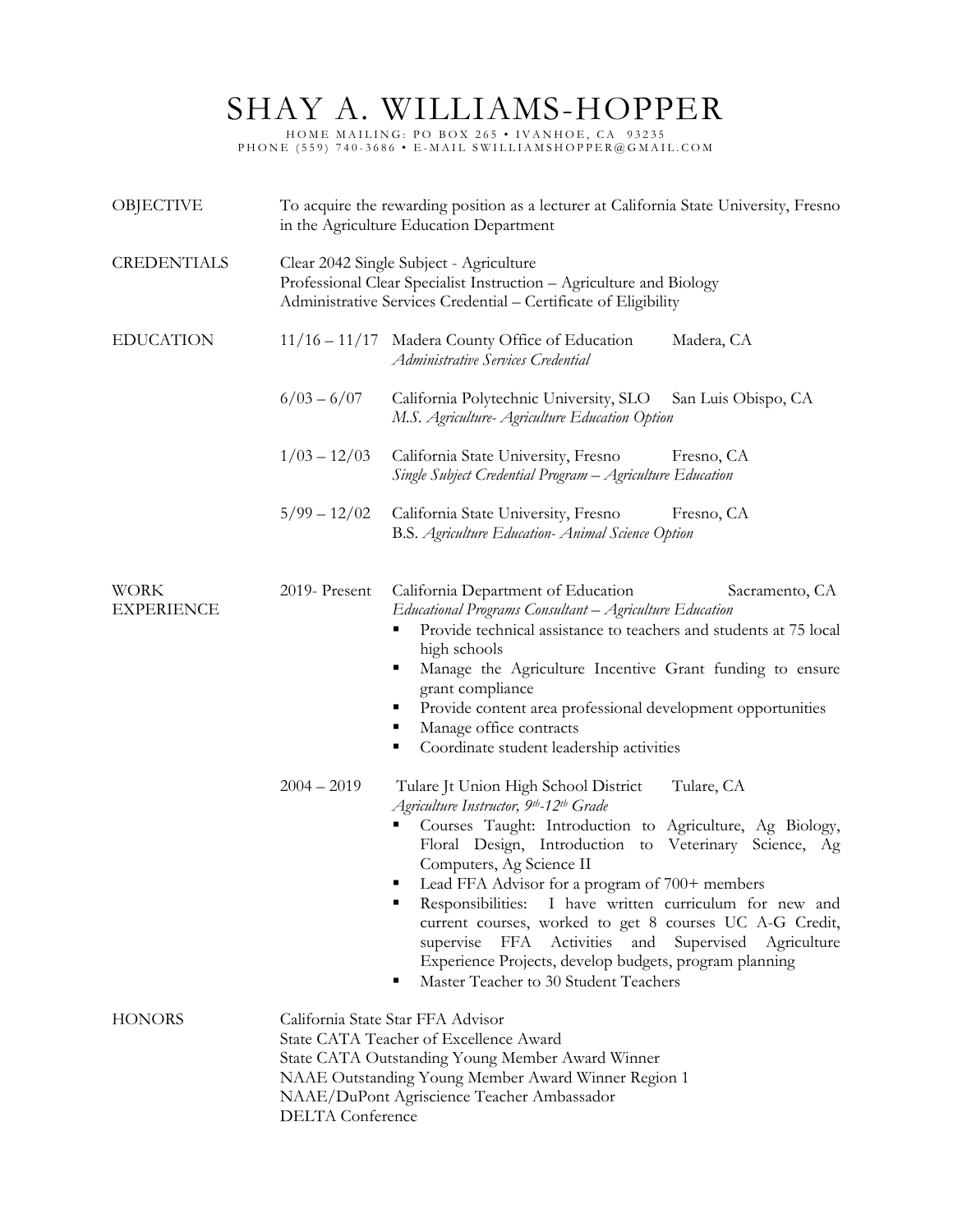# SHAY A. WILLIAMS-HOPPER

HOME MAILING: PO BOX 265 • IVANHOE, CA 93235
PHONE (559) 740-3686 • E-MAIL SWILLIAMSHOPPER@GMAIL.COM

## OBJECTIVE

To acquire the rewarding position as a lecturer at California State University, Fresno in the Agriculture Education Department

## CREDENTIALS

Clear 2042 Single Subject - Agriculture
Professional Clear Specialist Instruction – Agriculture and Biology
Administrative Services Credential – Certificate of Eligibility

## EDUCATION

**11/16 – 11/17** Madera County Office of Education — Madera, CA
*Administrative Services Credential*

**6/03 – 6/07** California Polytechnic University, SLO — San Luis Obispo, CA
*M.S. Agriculture- Agriculture Education Option*

**1/03 – 12/03** California State University, Fresno — Fresno, CA
*Single Subject Credential Program – Agriculture Education*

**5/99 – 12/02** California State University, Fresno — Fresno, CA
B.S. *Agriculture Education- Animal Science Option*

## WORK EXPERIENCE

**2019- Present** California Department of Education — Sacramento, CA
*Educational Programs Consultant – Agriculture Education*

- Provide technical assistance to teachers and students at 75 local high schools
- Manage the Agriculture Incentive Grant funding to ensure grant compliance
- Provide content area professional development opportunities
- Manage office contracts
- Coordinate student leadership activities

**2004 – 2019** Tulare Jt Union High School District — Tulare, CA
*Agriculture Instructor, 9th-12th Grade*

- Courses Taught: Introduction to Agriculture, Ag Biology, Floral Design, Introduction to Veterinary Science, Ag Computers, Ag Science II
- Lead FFA Advisor for a program of 700+ members
- Responsibilities: I have written curriculum for new and current courses, worked to get 8 courses UC A-G Credit, supervise FFA Activities and Supervised Agriculture Experience Projects, develop budgets, program planning
- Master Teacher to 30 Student Teachers

## HONORS

California State Star FFA Advisor
State CATA Teacher of Excellence Award
State CATA Outstanding Young Member Award Winner
NAAE Outstanding Young Member Award Winner Region 1
NAAE/DuPont Agriscience Teacher Ambassador
DELTA Conference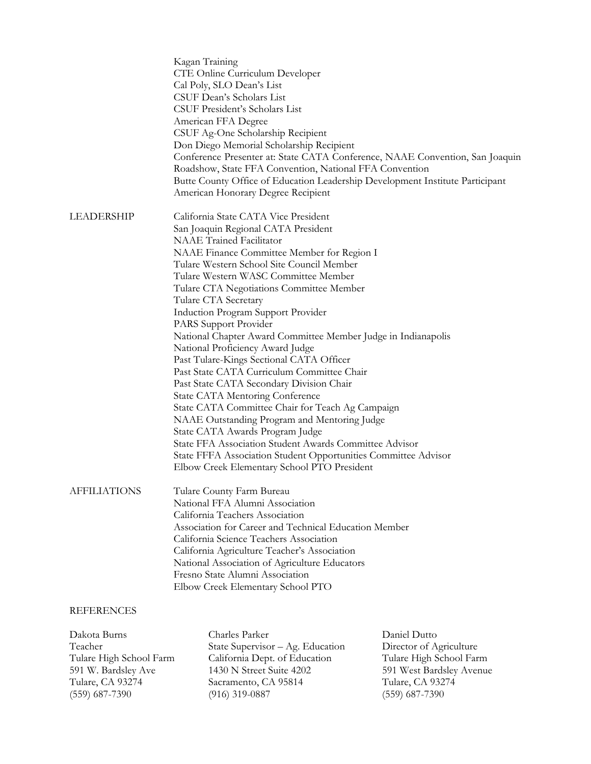Kagan Training
CTE Online Curriculum Developer
Cal Poly, SLO Dean's List
CSUF Dean's Scholars List
CSUF President's Scholars List
American FFA Degree
CSUF Ag-One Scholarship Recipient
Don Diego Memorial Scholarship Recipient
Conference Presenter at: State CATA Conference, NAAE Convention, San Joaquin Roadshow, State FFA Convention, National FFA Convention
Butte County Office of Education Leadership Development Institute Participant
American Honorary Degree Recipient

## LEADERSHIP

California State CATA Vice President
San Joaquin Regional CATA President
NAAE Trained Facilitator
NAAE Finance Committee Member for Region I
Tulare Western School Site Council Member
Tulare Western WASC Committee Member
Tulare CTA Negotiations Committee Member
Tulare CTA Secretary
Induction Program Support Provider
PARS Support Provider
National Chapter Award Committee Member Judge in Indianapolis
National Proficiency Award Judge
Past Tulare-Kings Sectional CATA Officer
Past State CATA Curriculum Committee Chair
Past State CATA Secondary Division Chair
State CATA Mentoring Conference
State CATA Committee Chair for Teach Ag Campaign
NAAE Outstanding Program and Mentoring Judge
State CATA Awards Program Judge
State FFA Association Student Awards Committee Advisor
State FFFA Association Student Opportunities Committee Advisor
Elbow Creek Elementary School PTO President

## AFFILIATIONS

Tulare County Farm Bureau
National FFA Alumni Association
California Teachers Association
Association for Career and Technical Education Member
California Science Teachers Association
California Agriculture Teacher's Association
National Association of Agriculture Educators
Fresno State Alumni Association
Elbow Creek Elementary School PTO

## REFERENCES

Dakota Burns
Teacher
Tulare High School Farm
591 W. Bardsley Ave
Tulare, CA 93274
(559) 687-7390

Charles Parker
State Supervisor – Ag. Education
California Dept. of Education
1430 N Street Suite 4202
Sacramento, CA 95814
(916) 319-0887

Daniel Dutto
Director of Agriculture
Tulare High School Farm
591 West Bardsley Avenue
Tulare, CA 93274
(559) 687-7390